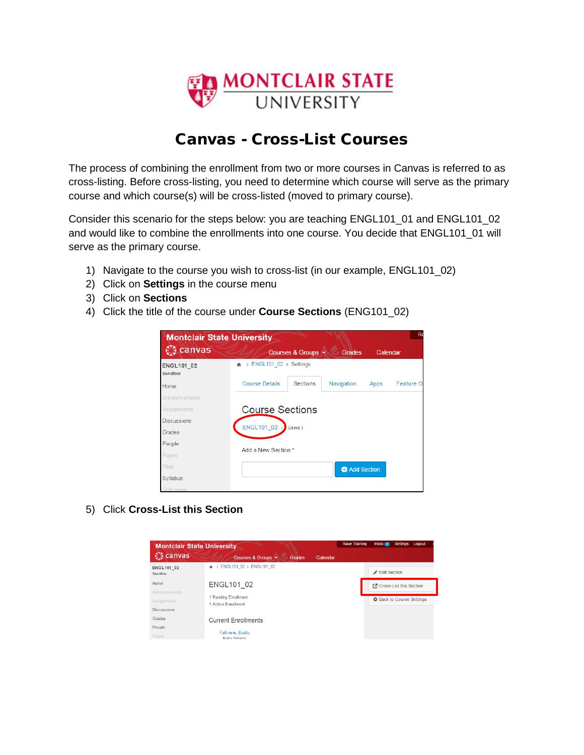# Canvas - Cross-List Courses

The process of combining the enrollment from two or more courses in Canvas is referred to as cross-listing. Before cross-listing, you need to determine which course will serve as the primary course and which course(s) will be cross-listed (moved to primary course).

Consider this scenario for the steps below: you are teaching ENGL101_01 and ENGL101_02 and would like to combine the enrollments into one course. You decide that ENGL101_01 will serve as the primary course.

1) Navigate to the course you wish to cross-list (in our example, ENGL101_02)
2) Click on **Settings** in the course menu
3) Click on **Sections**
4) Click the title of the course under **Course Sections** (ENG101_02)

5) Click **Cross-List this Section**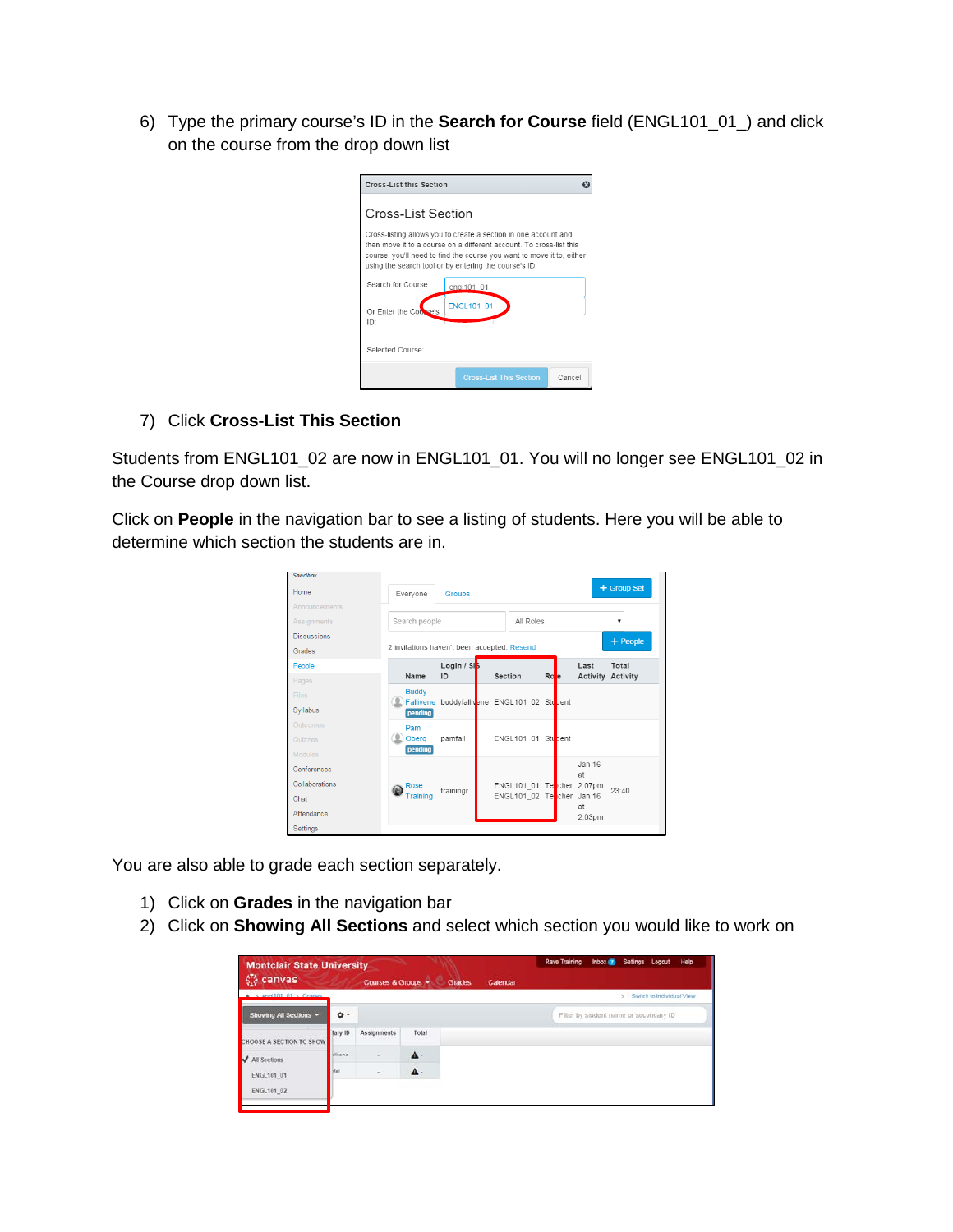6) Type the primary course's ID in the **Search for Course** field (ENGL101_01_) and click on the course from the drop down list

7) Click **Cross-List This Section**

Students from ENGL101_02 are now in ENGL101_01. You will no longer see ENGL101_02 in the Course drop down list.

Click on **People** in the navigation bar to see a listing of students. Here you will be able to determine which section the students are in.

You are also able to grade each section separately.

1) Click on **Grades** in the navigation bar
2) Click on **Showing All Sections** and select which section you would like to work on